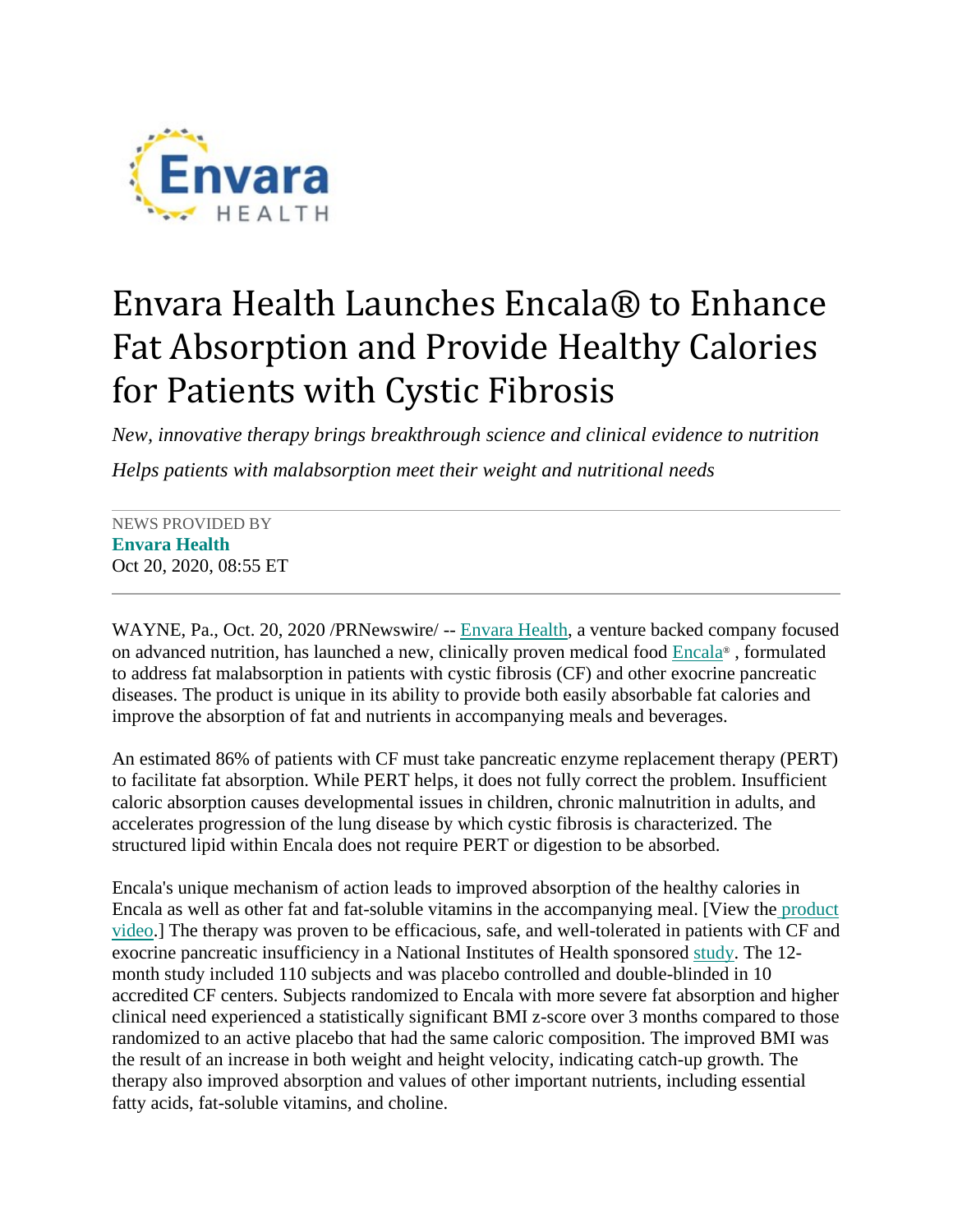Envara HEALTH

# Envara Health Launches Encala® to Enhance Fat Absorption and Provide Healthy Calories for Patients with Cystic Fibrosis

*New, innovative therapy brings breakthrough science and clinical evidence to nutrition*

*Helps patients with malabsorption meet their weight and nutritional needs*

---

NEWS PROVIDED BY
**Envara Health**
Oct 20, 2020, 08:55 ET

---

WAYNE, Pa., Oct. 20, 2020 /PRNewswire/ -- Envara Health, a venture backed company focused on advanced nutrition, has launched a new, clinically proven medical food Encala® , formulated to address fat malabsorption in patients with cystic fibrosis (CF) and other exocrine pancreatic diseases. The product is unique in its ability to provide both easily absorbable fat calories and improve the absorption of fat and nutrients in accompanying meals and beverages.

An estimated 86% of patients with CF must take pancreatic enzyme replacement therapy (PERT) to facilitate fat absorption. While PERT helps, it does not fully correct the problem. Insufficient caloric absorption causes developmental issues in children, chronic malnutrition in adults, and accelerates progression of the lung disease by which cystic fibrosis is characterized. The structured lipid within Encala does not require PERT or digestion to be absorbed.

Encala's unique mechanism of action leads to improved absorption of the healthy calories in Encala as well as other fat and fat-soluble vitamins in the accompanying meal. [View the product video.] The therapy was proven to be efficacious, safe, and well-tolerated in patients with CF and exocrine pancreatic insufficiency in a National Institutes of Health sponsored study. The 12-month study included 110 subjects and was placebo controlled and double-blinded in 10 accredited CF centers. Subjects randomized to Encala with more severe fat absorption and higher clinical need experienced a statistically significant BMI z-score over 3 months compared to those randomized to an active placebo that had the same caloric composition. The improved BMI was the result of an increase in both weight and height velocity, indicating catch-up growth. The therapy also improved absorption and values of other important nutrients, including essential fatty acids, fat-soluble vitamins, and choline.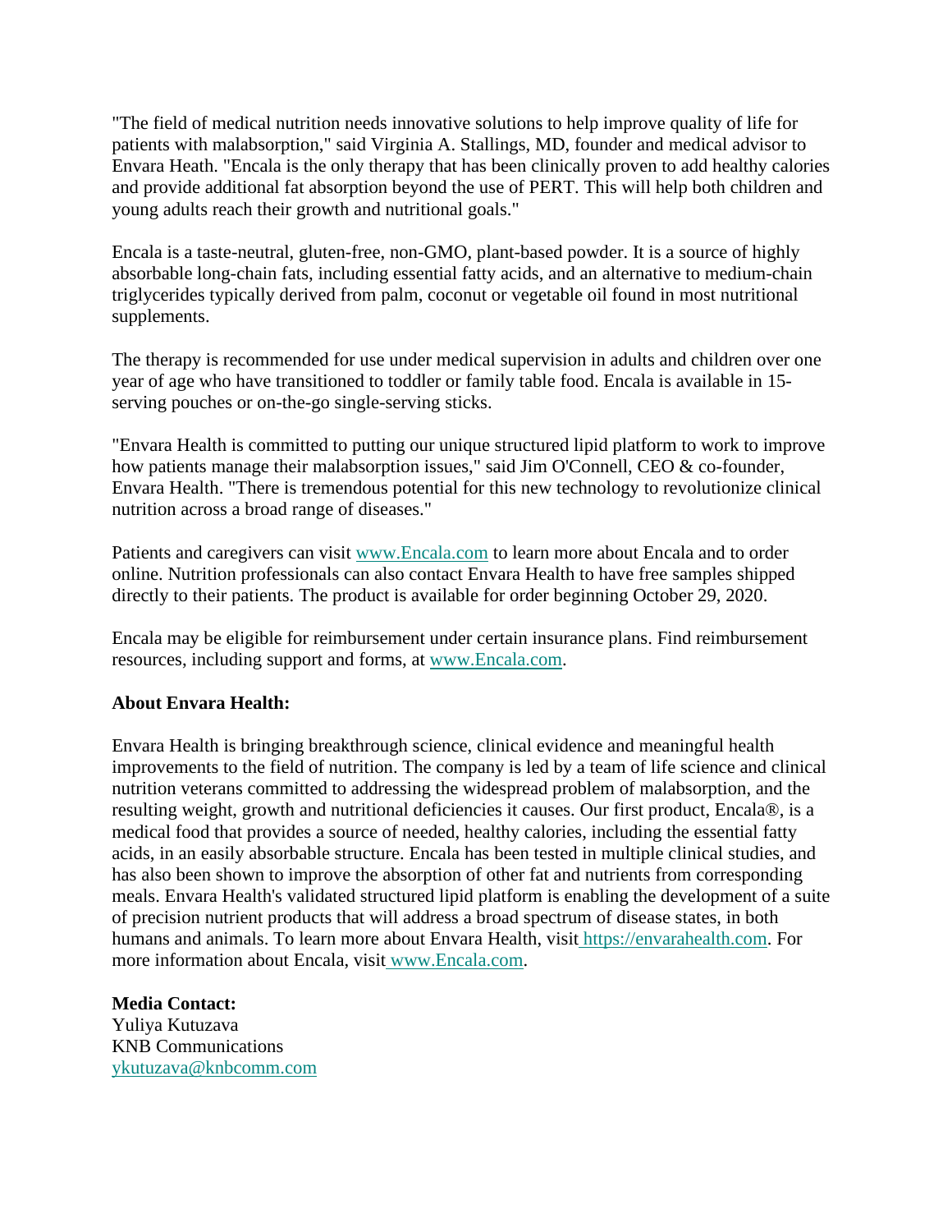"The field of medical nutrition needs innovative solutions to help improve quality of life for patients with malabsorption," said Virginia A. Stallings, MD, founder and medical advisor to Envara Heath. "Encala is the only therapy that has been clinically proven to add healthy calories and provide additional fat absorption beyond the use of PERT. This will help both children and young adults reach their growth and nutritional goals."

Encala is a taste-neutral, gluten-free, non-GMO, plant-based powder. It is a source of highly absorbable long-chain fats, including essential fatty acids, and an alternative to medium-chain triglycerides typically derived from palm, coconut or vegetable oil found in most nutritional supplements.

The therapy is recommended for use under medical supervision in adults and children over one year of age who have transitioned to toddler or family table food. Encala is available in 15-serving pouches or on-the-go single-serving sticks.

"Envara Health is committed to putting our unique structured lipid platform to work to improve how patients manage their malabsorption issues," said Jim O'Connell, CEO & co-founder, Envara Health. "There is tremendous potential for this new technology to revolutionize clinical nutrition across a broad range of diseases."

Patients and caregivers can visit www.Encala.com to learn more about Encala and to order online. Nutrition professionals can also contact Envara Health to have free samples shipped directly to their patients. The product is available for order beginning October 29, 2020.

Encala may be eligible for reimbursement under certain insurance plans. Find reimbursement resources, including support and forms, at www.Encala.com.

**About Envara Health:**

Envara Health is bringing breakthrough science, clinical evidence and meaningful health improvements to the field of nutrition. The company is led by a team of life science and clinical nutrition veterans committed to addressing the widespread problem of malabsorption, and the resulting weight, growth and nutritional deficiencies it causes. Our first product, Encala®, is a medical food that provides a source of needed, healthy calories, including the essential fatty acids, in an easily absorbable structure. Encala has been tested in multiple clinical studies, and has also been shown to improve the absorption of other fat and nutrients from corresponding meals. Envara Health's validated structured lipid platform is enabling the development of a suite of precision nutrient products that will address a broad spectrum of disease states, in both humans and animals. To learn more about Envara Health, visit https://envarahealth.com. For more information about Encala, visit www.Encala.com.

**Media Contact:**
Yuliya Kutuzava
KNB Communications
ykutuzava@knbcomm.com